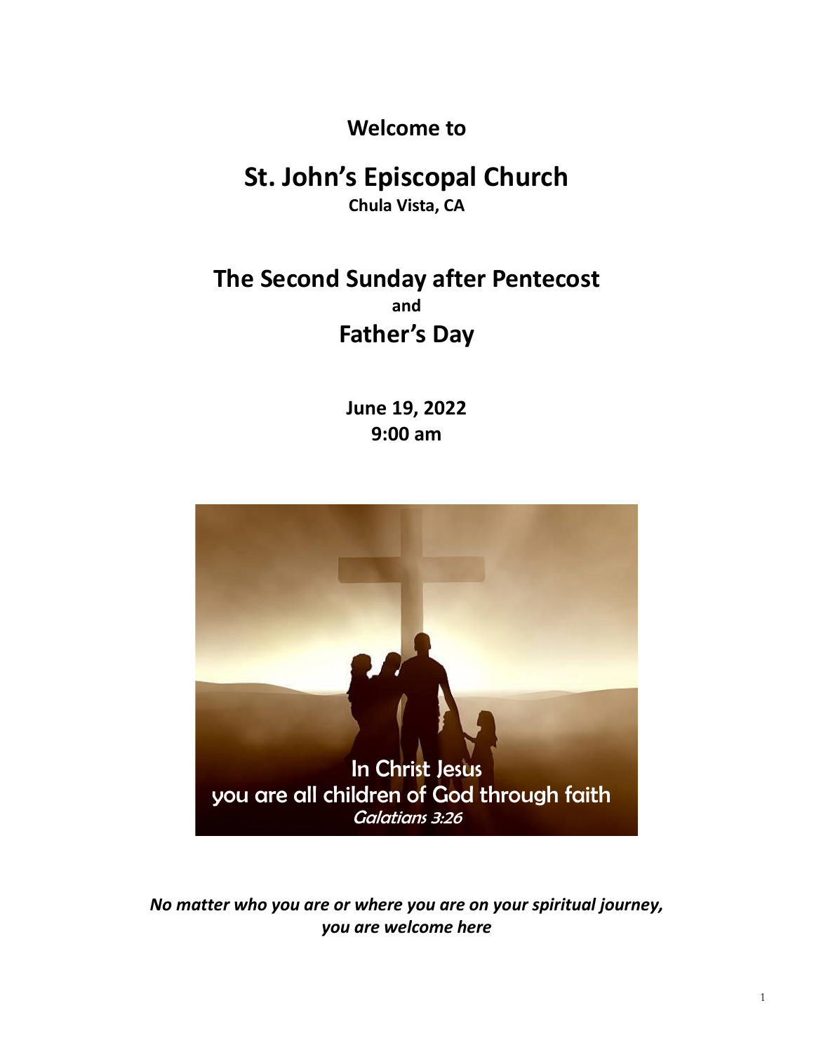**Welcome to**

# St. John's Episcopal Church

**Chula Vista, CA**

## The Second Sunday after Pentecost

**and**

## Father's Day

**June 19, 2022**
**9:00 am**

In Christ Jesus
you are all children of God through faith
*Galatians 3:26*

***No matter who you are or where you are on your spiritual journey, you are welcome here***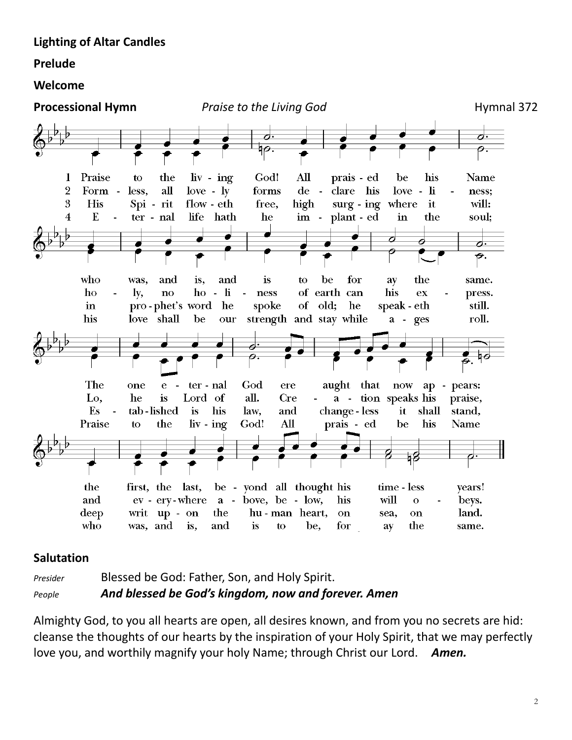**Lighting of Altar Candles**

**Prelude**

**Welcome**

**Processional Hymn** *Praise to the Living God* Hymnal 372

1 Praise to the living God! All praised be his Name who was, and is, and is to be for ay the same. The one eternal God ere aught that now appears: the first, the last, beyond all thought his timeless years!

2 Formless, all lovely forms declare his loveliness; holy, no holiness of earth can his express. Lo, he is Lord of all. Creation speaks his praise, and everywhere above, below, his will obeys.

3 His Spirit floweth free, high surging where it will: in prophet's word he spoke of old; he speaketh still. Established is his law, and changeless it shall stand, deep writ upon the human heart, on sea, on land.

4 Eternal life hath he implanted in the soul; his love shall be our strength and stay while ages roll. Praise to the living God! All praised be his Name who was, and is, and is to be, for ay the same.

**Salutation**

*Presider* Blessed be God: Father, Son, and Holy Spirit.

*People* ***And blessed be God's kingdom, now and forever. Amen***

Almighty God, to you all hearts are open, all desires known, and from you no secrets are hid: cleanse the thoughts of our hearts by the inspiration of your Holy Spirit, that we may perfectly love you, and worthily magnify your holy Name; through Christ our Lord. ***Amen.***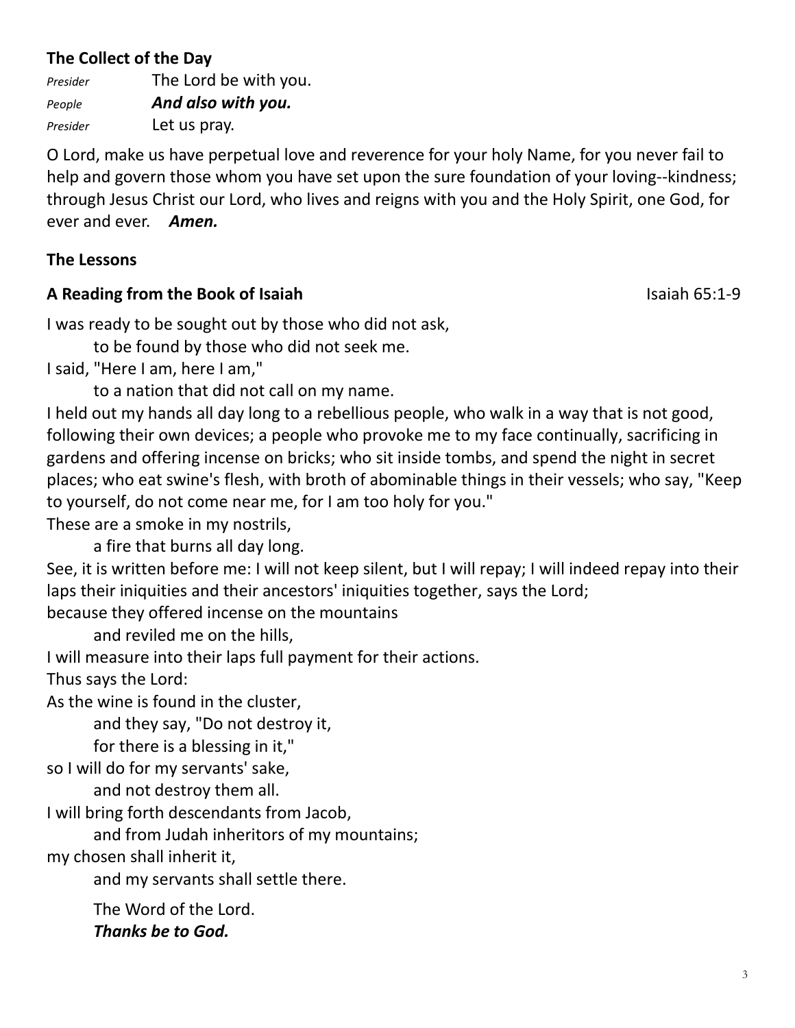**The Collect of the Day**

*Presider* The Lord be with you.
*People* ***And also with you.***
*Presider* Let us pray.

O Lord, make us have perpetual love and reverence for your holy Name, for you never fail to help and govern those whom you have set upon the sure foundation of your loving--kindness; through Jesus Christ our Lord, who lives and reigns with you and the Holy Spirit, one God, for ever and ever. ***Amen.***

**The Lessons**

**A Reading from the Book of Isaiah** Isaiah 65:1-9

I was ready to be sought out by those who did not ask,
  to be found by those who did not seek me.
I said, "Here I am, here I am,"
  to a nation that did not call on my name.
I held out my hands all day long to a rebellious people, who walk in a way that is not good, following their own devices; a people who provoke me to my face continually, sacrificing in gardens and offering incense on bricks; who sit inside tombs, and spend the night in secret places; who eat swine's flesh, with broth of abominable things in their vessels; who say, "Keep to yourself, do not come near me, for I am too holy for you."
These are a smoke in my nostrils,
  a fire that burns all day long.
See, it is written before me: I will not keep silent, but I will repay; I will indeed repay into their laps their iniquities and their ancestors' iniquities together, says the Lord;
because they offered incense on the mountains
  and reviled me on the hills,
I will measure into their laps full payment for their actions.
Thus says the Lord:
As the wine is found in the cluster,
  and they say, "Do not destroy it,
  for there is a blessing in it,"
so I will do for my servants' sake,
  and not destroy them all.
I will bring forth descendants from Jacob,
  and from Judah inheritors of my mountains;
my chosen shall inherit it,
  and my servants shall settle there.

The Word of the Lord.
***Thanks be to God.***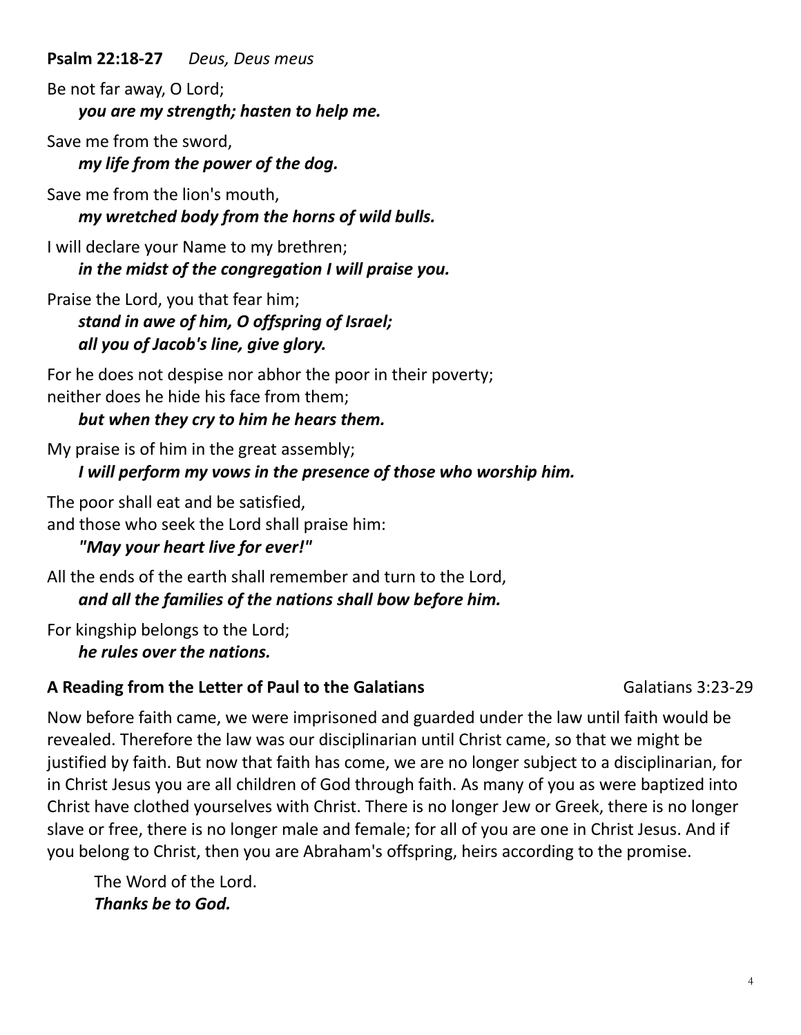**Psalm 22:18-27** *Deus, Deus meus*

Be not far away, O Lord;
***you are my strength; hasten to help me.***

Save me from the sword,
***my life from the power of the dog.***

Save me from the lion's mouth,
***my wretched body from the horns of wild bulls.***

I will declare your Name to my brethren;
***in the midst of the congregation I will praise you.***

Praise the Lord, you that fear him;
***stand in awe of him, O offspring of Israel;***
***all you of Jacob's line, give glory.***

For he does not despise nor abhor the poor in their poverty;
neither does he hide his face from them;
***but when they cry to him he hears them.***

My praise is of him in the great assembly;
***I will perform my vows in the presence of those who worship him.***

The poor shall eat and be satisfied,
and those who seek the Lord shall praise him:
***"May your heart live for ever!"***

All the ends of the earth shall remember and turn to the Lord,
***and all the families of the nations shall bow before him.***

For kingship belongs to the Lord;
***he rules over the nations.***

**A Reading from the Letter of Paul to the Galatians** Galatians 3:23-29

Now before faith came, we were imprisoned and guarded under the law until faith would be revealed. Therefore the law was our disciplinarian until Christ came, so that we might be justified by faith. But now that faith has come, we are no longer subject to a disciplinarian, for in Christ Jesus you are all children of God through faith. As many of you as were baptized into Christ have clothed yourselves with Christ. There is no longer Jew or Greek, there is no longer slave or free, there is no longer male and female; for all of you are one in Christ Jesus. And if you belong to Christ, then you are Abraham's offspring, heirs according to the promise.

The Word of the Lord.
***Thanks be to God.***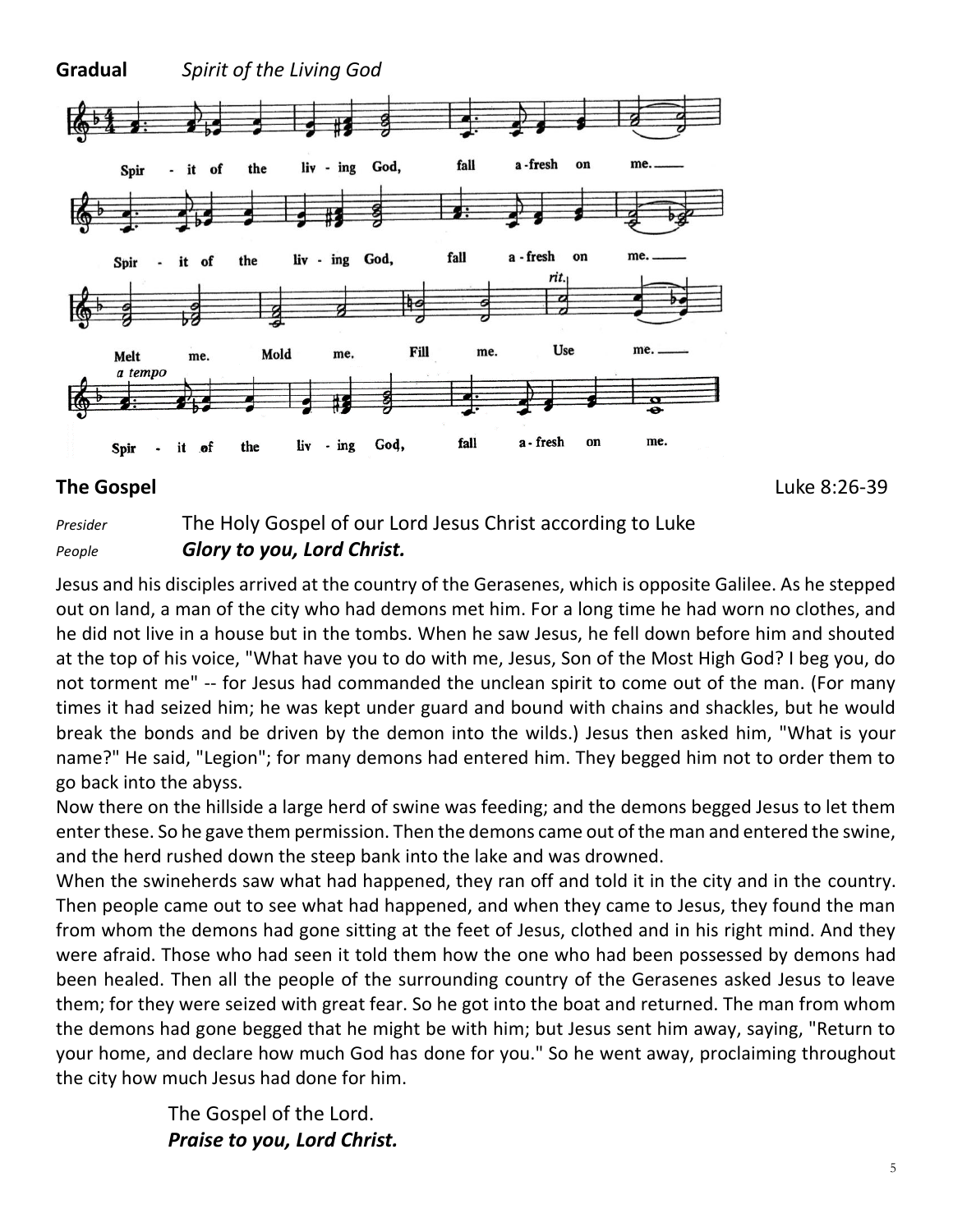**Gradual** *Spirit of the Living God*

**The Gospel** Luke 8:26-39

*Presider* The Holy Gospel of our Lord Jesus Christ according to Luke
*People* ***Glory to you, Lord Christ.***

Jesus and his disciples arrived at the country of the Gerasenes, which is opposite Galilee. As he stepped out on land, a man of the city who had demons met him. For a long time he had worn no clothes, and he did not live in a house but in the tombs. When he saw Jesus, he fell down before him and shouted at the top of his voice, "What have you to do with me, Jesus, Son of the Most High God? I beg you, do not torment me" -- for Jesus had commanded the unclean spirit to come out of the man. (For many times it had seized him; he was kept under guard and bound with chains and shackles, but he would break the bonds and be driven by the demon into the wilds.) Jesus then asked him, "What is your name?" He said, "Legion"; for many demons had entered him. They begged him not to order them to go back into the abyss.
Now there on the hillside a large herd of swine was feeding; and the demons begged Jesus to let them enter these. So he gave them permission. Then the demons came out of the man and entered the swine, and the herd rushed down the steep bank into the lake and was drowned.
When the swineherds saw what had happened, they ran off and told it in the city and in the country. Then people came out to see what had happened, and when they came to Jesus, they found the man from whom the demons had gone sitting at the feet of Jesus, clothed and in his right mind. And they were afraid. Those who had seen it told them how the one who had been possessed by demons had been healed. Then all the people of the surrounding country of the Gerasenes asked Jesus to leave them; for they were seized with great fear. So he got into the boat and returned. The man from whom the demons had gone begged that he might be with him; but Jesus sent him away, saying, "Return to your home, and declare how much God has done for you." So he went away, proclaiming throughout the city how much Jesus had done for him.

The Gospel of the Lord.
***Praise to you, Lord Christ.***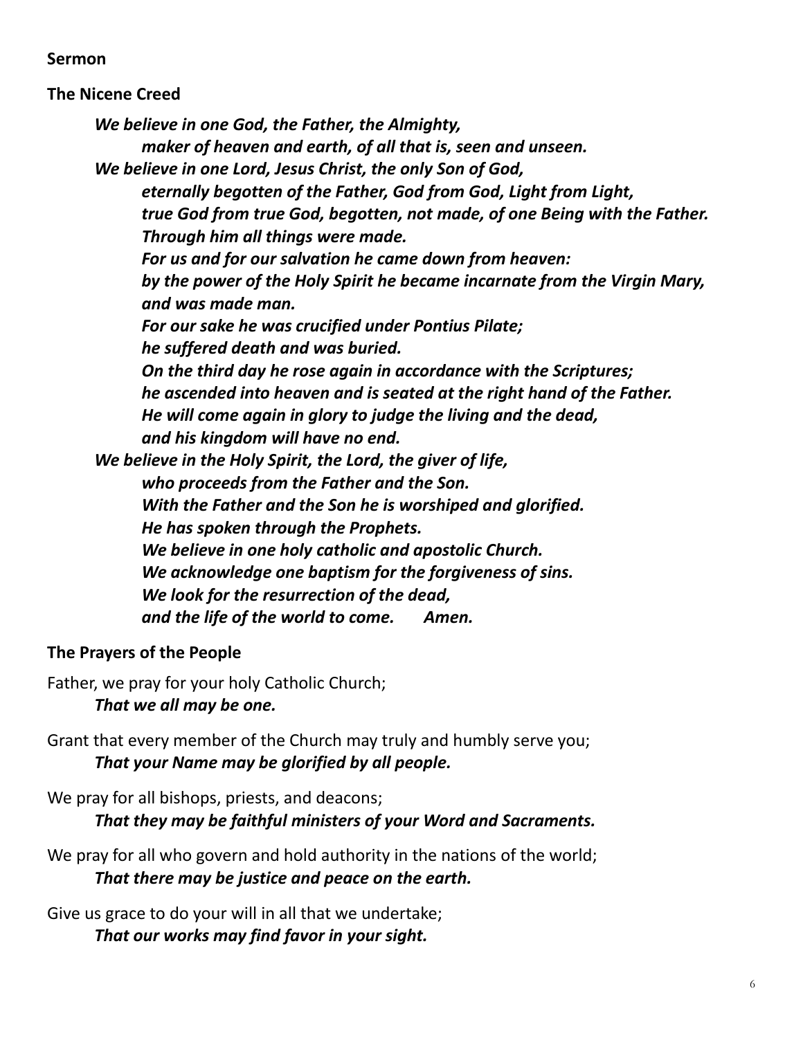**Sermon**

**The Nicene Creed**

***We believe in one God, the Father, the Almighty,***
***maker of heaven and earth, of all that is, seen and unseen.***
***We believe in one Lord, Jesus Christ, the only Son of God,***
***eternally begotten of the Father, God from God, Light from Light,***
***true God from true God, begotten, not made, of one Being with the Father.***
***Through him all things were made.***
***For us and for our salvation he came down from heaven:***
***by the power of the Holy Spirit he became incarnate from the Virgin Mary, and was made man.***
***For our sake he was crucified under Pontius Pilate;***
***he suffered death and was buried.***
***On the third day he rose again in accordance with the Scriptures;***
***he ascended into heaven and is seated at the right hand of the Father.***
***He will come again in glory to judge the living and the dead,***
***and his kingdom will have no end.***
***We believe in the Holy Spirit, the Lord, the giver of life,***
***who proceeds from the Father and the Son.***
***With the Father and the Son he is worshiped and glorified.***
***He has spoken through the Prophets.***
***We believe in one holy catholic and apostolic Church.***
***We acknowledge one baptism for the forgiveness of sins.***
***We look for the resurrection of the dead,***
***and the life of the world to come.     Amen.***

**The Prayers of the People**

Father, we pray for your holy Catholic Church;
***That we all may be one.***

Grant that every member of the Church may truly and humbly serve you;
***That your Name may be glorified by all people.***

We pray for all bishops, priests, and deacons;
***That they may be faithful ministers of your Word and Sacraments.***

We pray for all who govern and hold authority in the nations of the world;
***That there may be justice and peace on the earth.***

Give us grace to do your will in all that we undertake;
***That our works may find favor in your sight.***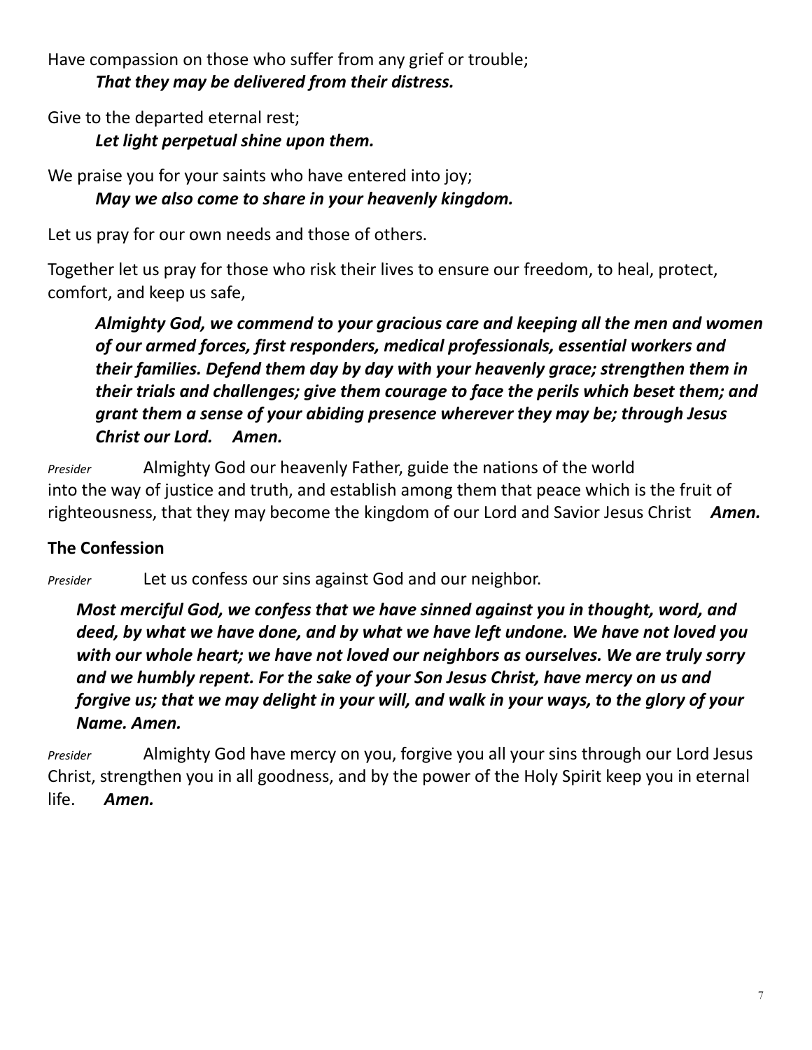Have compassion on those who suffer from any grief or trouble;
*That they may be delivered from their distress.*

Give to the departed eternal rest;
*Let light perpetual shine upon them.*

We praise you for your saints who have entered into joy;
*May we also come to share in your heavenly kingdom.*

Let us pray for our own needs and those of others.

Together let us pray for those who risk their lives to ensure our freedom, to heal, protect, comfort, and keep us safe,

***Almighty God, we commend to your gracious care and keeping all the men and women of our armed forces, first responders, medical professionals, essential workers and their families. Defend them day by day with your heavenly grace; strengthen them in their trials and challenges; give them courage to face the perils which beset them; and grant them a sense of your abiding presence wherever they may be; through Jesus Christ our Lord. Amen.***

*Presider* Almighty God our heavenly Father, guide the nations of the world into the way of justice and truth, and establish among them that peace which is the fruit of righteousness, that they may become the kingdom of our Lord and Savior Jesus Christ ***Amen.***

**The Confession**

*Presider* Let us confess our sins against God and our neighbor.

***Most merciful God, we confess that we have sinned against you in thought, word, and deed, by what we have done, and by what we have left undone. We have not loved you with our whole heart; we have not loved our neighbors as ourselves. We are truly sorry and we humbly repent. For the sake of your Son Jesus Christ, have mercy on us and forgive us; that we may delight in your will, and walk in your ways, to the glory of your Name. Amen.***

*Presider* Almighty God have mercy on you, forgive you all your sins through our Lord Jesus Christ, strengthen you in all goodness, and by the power of the Holy Spirit keep you in eternal life. ***Amen.***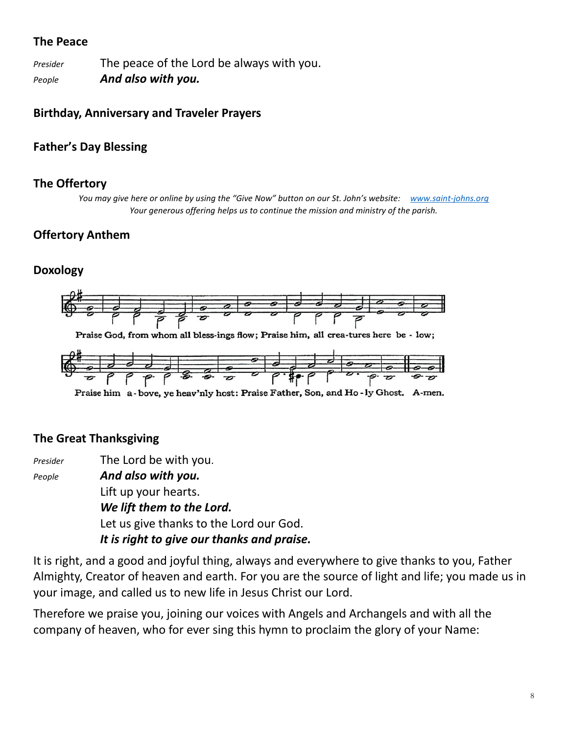### The Peace

*Presider* The peace of the Lord be always with you.
*People* ***And also with you.***

### Birthday, Anniversary and Traveler Prayers

### Father's Day Blessing

### The Offertory

*You may give here or online by using the "Give Now" button on our St. John's website: [www.saint-johns.org](http://www.saint-johns.org)*
*Your generous offering helps us to continue the mission and ministry of the parish.*

### Offertory Anthem

### Doxology

Praise God, from whom all bless-ings flow; Praise him, all crea-tures here be - low;

Praise him a-bove, ye heav'nly host: Praise Father, Son, and Ho - ly Ghost. A-men.

### The Great Thanksgiving

*Presider* The Lord be with you.
*People* ***And also with you.***
Lift up your hearts.
***We lift them to the Lord.***
Let us give thanks to the Lord our God.
***It is right to give our thanks and praise.***

It is right, and a good and joyful thing, always and everywhere to give thanks to you, Father Almighty, Creator of heaven and earth. For you are the source of light and life; you made us in your image, and called us to new life in Jesus Christ our Lord.

Therefore we praise you, joining our voices with Angels and Archangels and with all the company of heaven, who for ever sing this hymn to proclaim the glory of your Name: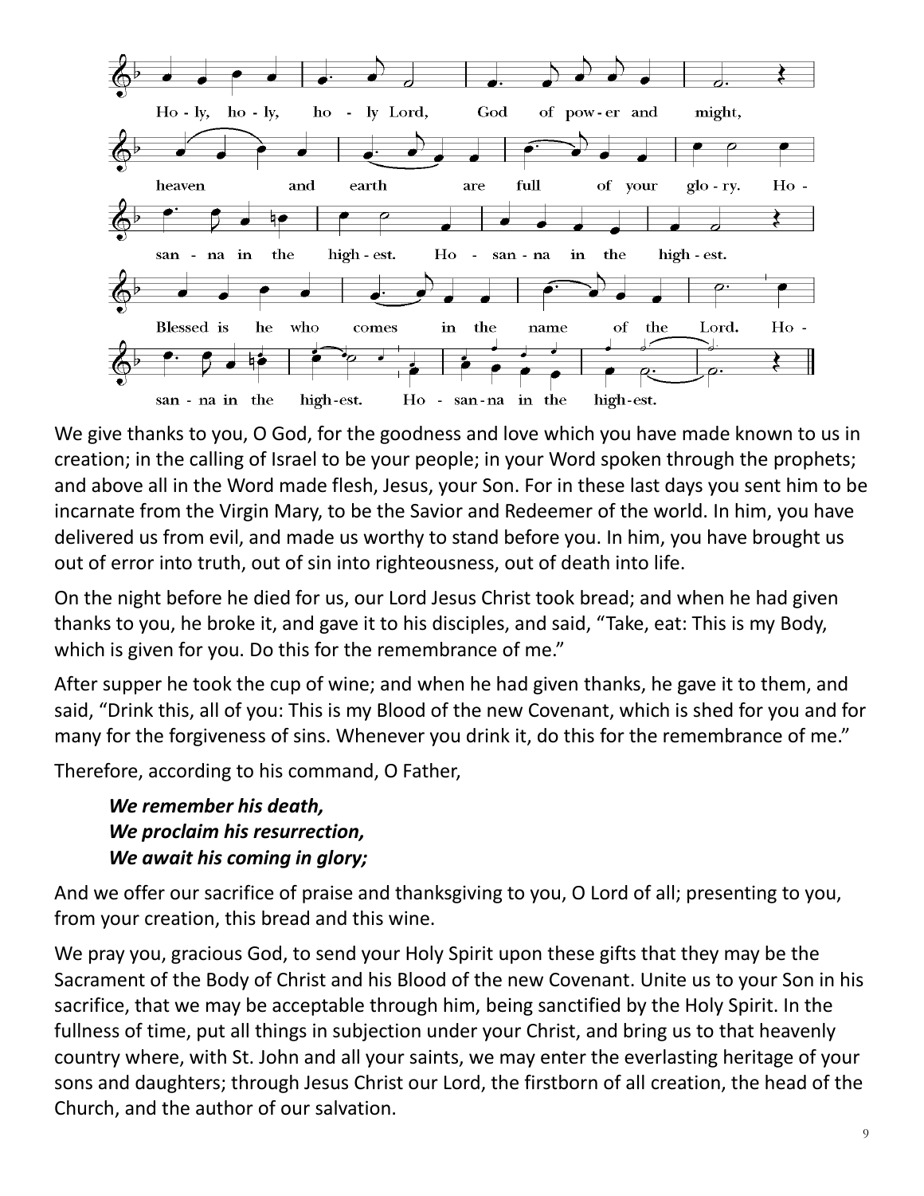Holy, holy, holy Lord, God of power and might,
heaven and earth are full of your glory. Hosanna in the highest. Hosanna in the highest.
Blessed is he who comes in the name of the Lord. Hosanna in the highest. Hosanna in the highest.

We give thanks to you, O God, for the goodness and love which you have made known to us in creation; in the calling of Israel to be your people; in your Word spoken through the prophets; and above all in the Word made flesh, Jesus, your Son. For in these last days you sent him to be incarnate from the Virgin Mary, to be the Savior and Redeemer of the world. In him, you have delivered us from evil, and made us worthy to stand before you. In him, you have brought us out of error into truth, out of sin into righteousness, out of death into life.

On the night before he died for us, our Lord Jesus Christ took bread; and when he had given thanks to you, he broke it, and gave it to his disciples, and said, "Take, eat: This is my Body, which is given for you. Do this for the remembrance of me."

After supper he took the cup of wine; and when he had given thanks, he gave it to them, and said, "Drink this, all of you: This is my Blood of the new Covenant, which is shed for you and for many for the forgiveness of sins. Whenever you drink it, do this for the remembrance of me."

Therefore, according to his command, O Father,

> ***We remember his death,***
> ***We proclaim his resurrection,***
> ***We await his coming in glory;***

And we offer our sacrifice of praise and thanksgiving to you, O Lord of all; presenting to you, from your creation, this bread and this wine.

We pray you, gracious God, to send your Holy Spirit upon these gifts that they may be the Sacrament of the Body of Christ and his Blood of the new Covenant. Unite us to your Son in his sacrifice, that we may be acceptable through him, being sanctified by the Holy Spirit. In the fullness of time, put all things in subjection under your Christ, and bring us to that heavenly country where, with St. John and all your saints, we may enter the everlasting heritage of your sons and daughters; through Jesus Christ our Lord, the firstborn of all creation, the head of the Church, and the author of our salvation.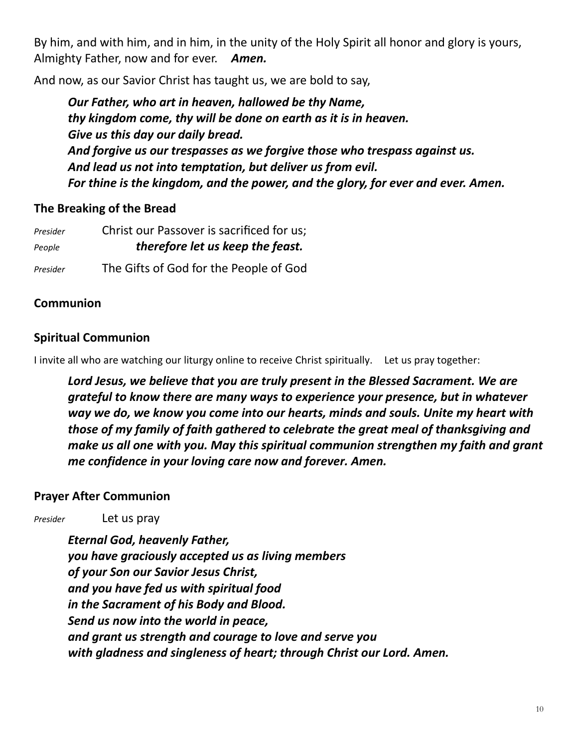By him, and with him, and in him, in the unity of the Holy Spirit all honor and glory is yours, Almighty Father, now and for ever. ***Amen.***

And now, as our Savior Christ has taught us, we are bold to say,

> ***Our Father, who art in heaven, hallowed be thy Name,***
> ***thy kingdom come, thy will be done on earth as it is in heaven.***
> ***Give us this day our daily bread.***
> ***And forgive us our trespasses as we forgive those who trespass against us.***
> ***And lead us not into temptation, but deliver us from evil.***
> ***For thine is the kingdom, and the power, and the glory, for ever and ever. Amen.***

## The Breaking of the Bread

*Presider* Christ our Passover is sacrificed for us;
*People* ***therefore let us keep the feast.***
*Presider* The Gifts of God for the People of God

## Communion

## Spiritual Communion

I invite all who are watching our liturgy online to receive Christ spiritually. Let us pray together:

> ***Lord Jesus, we believe that you are truly present in the Blessed Sacrament. We are grateful to know there are many ways to experience your presence, but in whatever way we do, we know you come into our hearts, minds and souls. Unite my heart with those of my family of faith gathered to celebrate the great meal of thanksgiving and make us all one with you. May this spiritual communion strengthen my faith and grant me confidence in your loving care now and forever. Amen.***

## Prayer After Communion

*Presider* Let us pray

> ***Eternal God, heavenly Father,***
> ***you have graciously accepted us as living members***
> ***of your Son our Savior Jesus Christ,***
> ***and you have fed us with spiritual food***
> ***in the Sacrament of his Body and Blood.***
> ***Send us now into the world in peace,***
> ***and grant us strength and courage to love and serve you***
> ***with gladness and singleness of heart; through Christ our Lord. Amen.***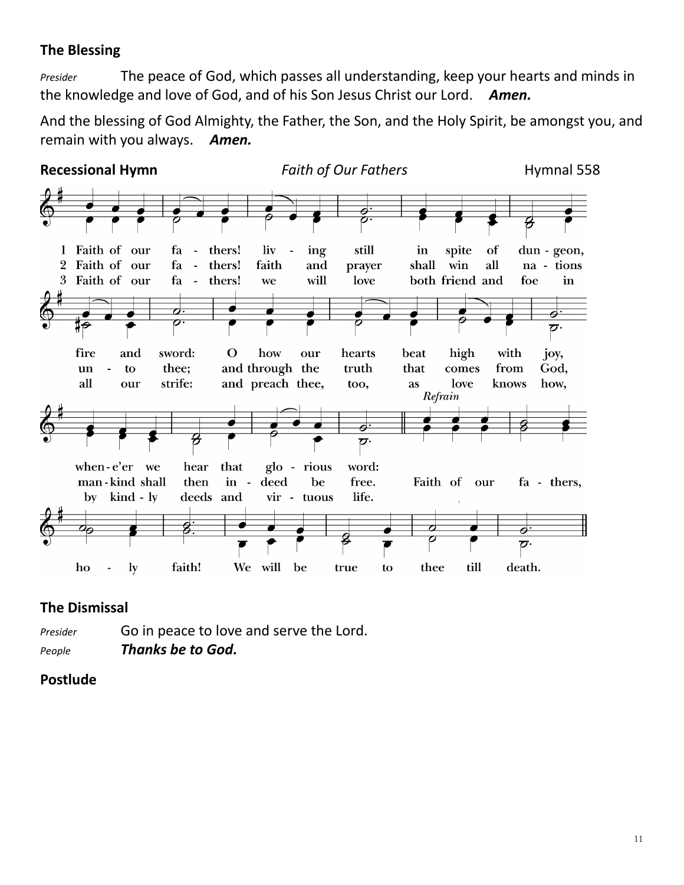**The Blessing**

*Presider* The peace of God, which passes all understanding, keep your hearts and minds in the knowledge and love of God, and of his Son Jesus Christ our Lord. ***Amen.***

And the blessing of God Almighty, the Father, the Son, and the Holy Spirit, be amongst you, and remain with you always. ***Amen.***

**Recessional Hymn** *Faith of Our Fathers* Hymnal 558

1 Faith of our fathers! living still in spite of dungeon, fire and sword: O how our hearts beat high with joy, whene'er we hear that glorious word:

2 Faith of our fathers! faith and prayer shall win all nations unto thee; and through the truth that comes from God, mankind shall then indeed be free.

3 Faith of our fathers! we will love both friend and foe in all our strife: and preach thee, too, as love knows how, by kindly deeds and virtuous life.

*Refrain*
Faith of our fathers, holy faith! We will be true to thee till death.

**The Dismissal**

*Presider* Go in peace to love and serve the Lord.
*People* ***Thanks be to God.***

**Postlude**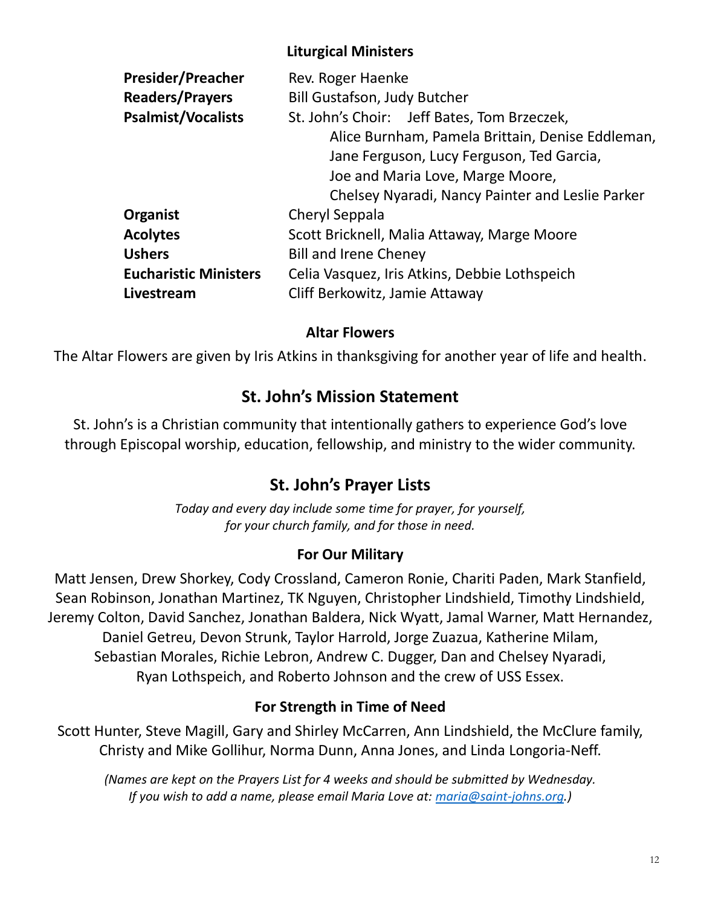## Liturgical Ministers

| | |
|---|---|
| **Presider/Preacher** | Rev. Roger Haenke |
| **Readers/Prayers** | Bill Gustafson, Judy Butcher |
| **Psalmist/Vocalists** | St. John's Choir: Jeff Bates, Tom Brzeczek, Alice Burnham, Pamela Brittain, Denise Eddleman, Jane Ferguson, Lucy Ferguson, Ted Garcia, Joe and Maria Love, Marge Moore, Chelsey Nyaradi, Nancy Painter and Leslie Parker |
| **Organist** | Cheryl Seppala |
| **Acolytes** | Scott Bricknell, Malia Attaway, Marge Moore |
| **Ushers** | Bill and Irene Cheney |
| **Eucharistic Ministers** | Celia Vasquez, Iris Atkins, Debbie Lothspeich |
| **Livestream** | Cliff Berkowitz, Jamie Attaway |

### Altar Flowers

The Altar Flowers are given by Iris Atkins in thanksgiving for another year of life and health.

## St. John's Mission Statement

St. John's is a Christian community that intentionally gathers to experience God's love through Episcopal worship, education, fellowship, and ministry to the wider community.

## St. John's Prayer Lists

*Today and every day include some time for prayer, for yourself, for your church family, and for those in need.*

### For Our Military

Matt Jensen, Drew Shorkey, Cody Crossland, Cameron Ronie, Chariti Paden, Mark Stanfield, Sean Robinson, Jonathan Martinez, TK Nguyen, Christopher Lindshield, Timothy Lindshield, Jeremy Colton, David Sanchez, Jonathan Baldera, Nick Wyatt, Jamal Warner, Matt Hernandez, Daniel Getreu, Devon Strunk, Taylor Harrold, Jorge Zuazua, Katherine Milam, Sebastian Morales, Richie Lebron, Andrew C. Dugger, Dan and Chelsey Nyaradi, Ryan Lothspeich, and Roberto Johnson and the crew of USS Essex.

### For Strength in Time of Need

Scott Hunter, Steve Magill, Gary and Shirley McCarren, Ann Lindshield, the McClure family, Christy and Mike Gollihur, Norma Dunn, Anna Jones, and Linda Longoria-Neff.

*(Names are kept on the Prayers List for 4 weeks and should be submitted by Wednesday. If you wish to add a name, please email Maria Love at: maria@saint-johns.org.)*